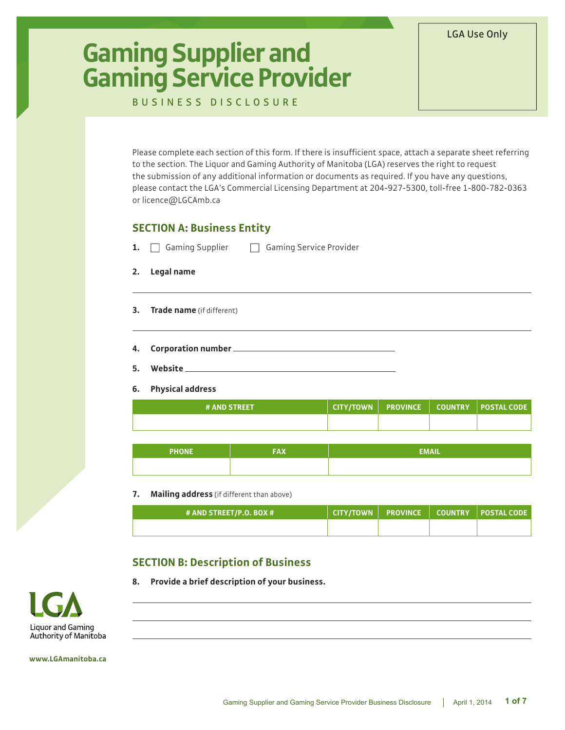LGA Use Only

# Gaming Supplier and Gaming Service Provider

BUSINESS DISCLOSURE

Please complete each section of this form. If there is insufficient space, attach a separate sheet referring to the section. The Liquor and Gaming Authority of Manitoba (LGA) reserves the right to request the submission of any additional information or documents as required. If you have any questions, please contact the LGA's Commercial Licensing Department at 204-927-5300, toll-free 1-800-782-0363 or licence@LGCAmb.ca

## SECTION A: Business Entity

**1.** ☐ Gaming Supplier ☐ Gaming Service Provider

**2. Legal name**

_______________________________________________

**3. Trade name** (if different)

_______________________________________________

**4. Corporation number** ______________________________

**5. Website** ______________________________

**6. Physical address**

| # AND STREET | CITY/TOWN | PROVINCE | COUNTRY | POSTAL CODE |
|---|---|---|---|---|
| | | | | |

| PHONE | FAX | EMAIL |
|---|---|---|
| | | |

**7. Mailing address** (if different than above)

| # AND STREET/P.O. BOX # | CITY/TOWN | PROVINCE | COUNTRY | POSTAL CODE |
|---|---|---|---|---|
| | | | | |

## SECTION B: Description of Business

**8. Provide a brief description of your business.**

_______________________________________________

_______________________________________________

_______________________________________________

Liquor and Gaming Authority of Manitoba

www.LGAmanitoba.ca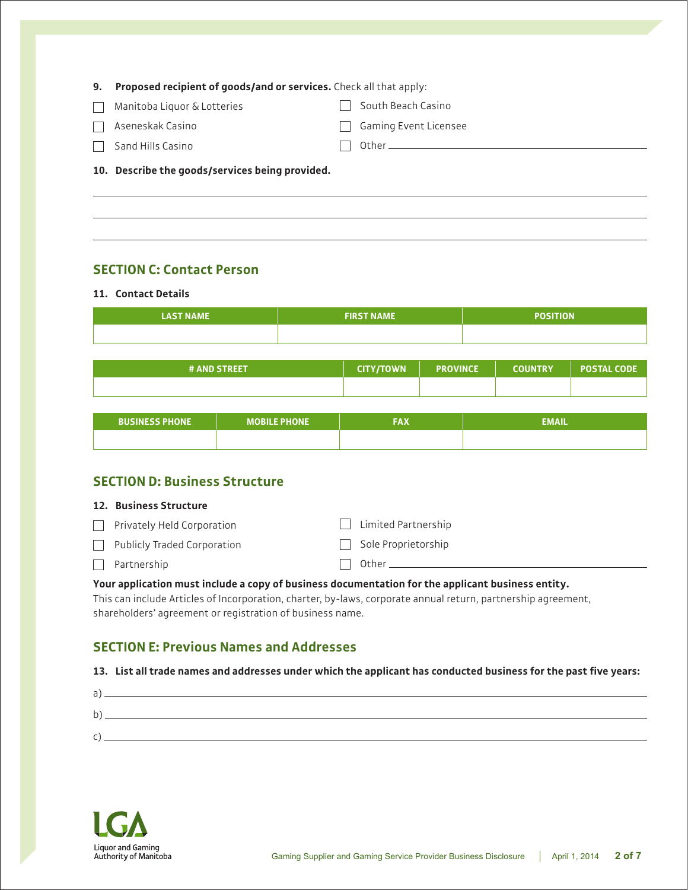**9. Proposed recipient of goods/and or services.** Check all that apply:

- ☐ Manitoba Liquor & Lotteries
- ☐ Aseneskak Casino
- ☐ Sand Hills Casino
- ☐ South Beach Casino
- ☐ Gaming Event Licensee
- ☐ Other ______________________________

**10. Describe the goods/services being provided.**

______________________________

______________________________

______________________________

## SECTION C: Contact Person

**11. Contact Details**

| LAST NAME | FIRST NAME | POSITION |
|---|---|---|
| | | |

| # AND STREET | CITY/TOWN | PROVINCE | COUNTRY | POSTAL CODE |
|---|---|---|---|---|
| | | | | |

| BUSINESS PHONE | MOBILE PHONE | FAX | EMAIL |
|---|---|---|---|
| | | | |

## SECTION D: Business Structure

**12. Business Structure**

- ☐ Privately Held Corporation
- ☐ Publicly Traded Corporation
- ☐ Partnership
- ☐ Limited Partnership
- ☐ Sole Proprietorship
- ☐ Other ______________________________

**Your application must include a copy of business documentation for the applicant business entity.** This can include Articles of Incorporation, charter, by-laws, corporate annual return, partnership agreement, shareholders' agreement or registration of business name.

## SECTION E: Previous Names and Addresses

**13. List all trade names and addresses under which the applicant has conducted business for the past five years:**

a) ______________________________

b) ______________________________

c) ______________________________

Liquor and Gaming Authority of Manitoba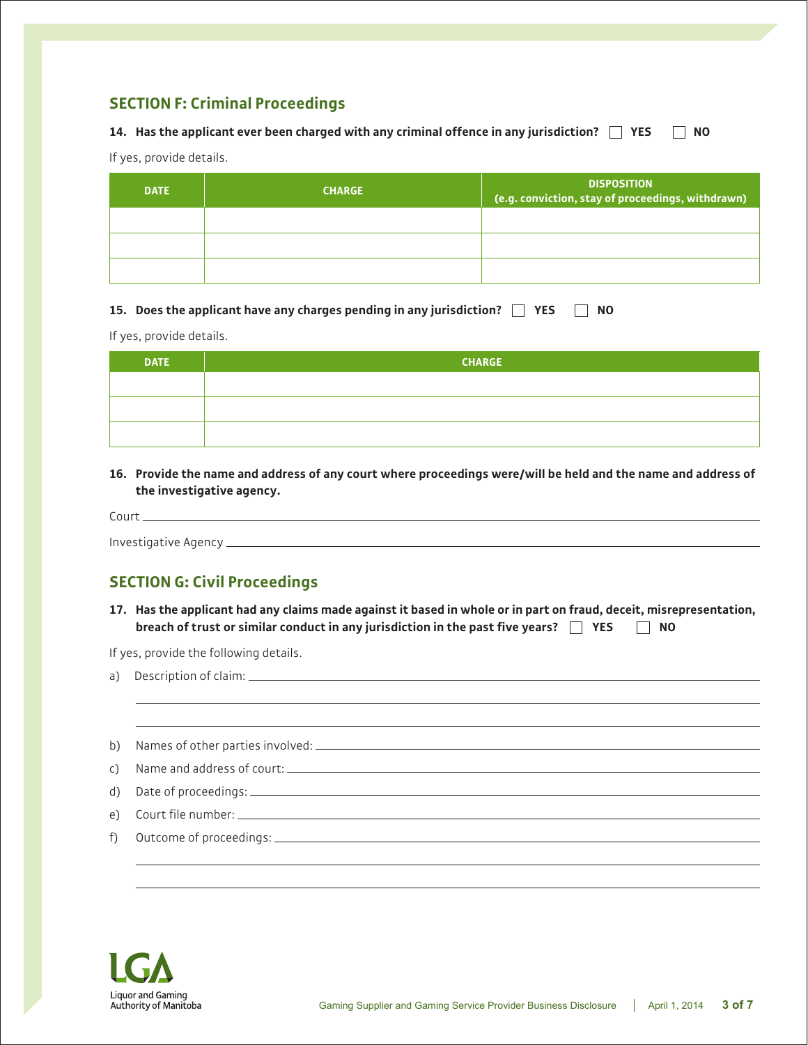## SECTION F: Criminal Proceedings

**14. Has the applicant ever been charged with any criminal offence in any jurisdiction?** ☐ **YES** ☐ **NO**

If yes, provide details.

| DATE | CHARGE | DISPOSITION (e.g. conviction, stay of proceedings, withdrawn) |
|---|---|---|
| | | |
| | | |
| | | |

**15. Does the applicant have any charges pending in any jurisdiction?** ☐ **YES** ☐ **NO**

If yes, provide details.

| DATE | CHARGE |
|---|---|
| | |
| | |
| | |

**16. Provide the name and address of any court where proceedings were/will be held and the name and address of the investigative agency.**

Court ____________________

Investigative Agency ____________________

## SECTION G: Civil Proceedings

**17. Has the applicant had any claims made against it based in whole or in part on fraud, deceit, misrepresentation, breach of trust or similar conduct in any jurisdiction in the past five years?** ☐ **YES** ☐ **NO**

If yes, provide the following details.

a) Description of claim: ____________________

b) Names of other parties involved: ____________________

c) Name and address of court: ____________________

d) Date of proceedings: ____________________

e) Court file number: ____________________

f) Outcome of proceedings: ____________________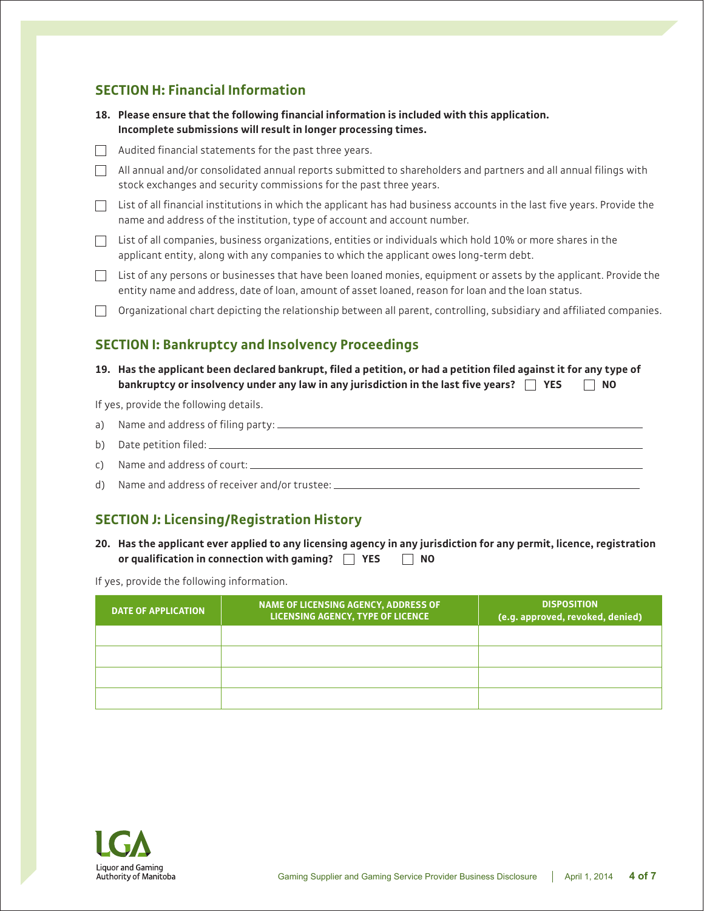## SECTION H: Financial Information

**18. Please ensure that the following financial information is included with this application. Incomplete submissions will result in longer processing times.**

- ☐ Audited financial statements for the past three years.
- ☐ All annual and/or consolidated annual reports submitted to shareholders and partners and all annual filings with stock exchanges and security commissions for the past three years.
- ☐ List of all financial institutions in which the applicant has had business accounts in the last five years. Provide the name and address of the institution, type of account and account number.
- ☐ List of all companies, business organizations, entities or individuals which hold 10% or more shares in the applicant entity, along with any companies to which the applicant owes long-term debt.
- ☐ List of any persons or businesses that have been loaned monies, equipment or assets by the applicant. Provide the entity name and address, date of loan, amount of asset loaned, reason for loan and the loan status.
- ☐ Organizational chart depicting the relationship between all parent, controlling, subsidiary and affiliated companies.

## SECTION I: Bankruptcy and Insolvency Proceedings

**19. Has the applicant been declared bankrupt, filed a petition, or had a petition filed against it for any type of bankruptcy or insolvency under any law in any jurisdiction in the last five years?** ☐ **YES** ☐ **NO**

If yes, provide the following details.

a) Name and address of filing party: \_\_\_\_\_\_\_\_\_\_\_\_\_\_\_\_\_\_\_\_

b) Date petition filed: \_\_\_\_\_\_\_\_\_\_\_\_\_\_\_\_\_\_\_\_

c) Name and address of court: \_\_\_\_\_\_\_\_\_\_\_\_\_\_\_\_\_\_\_\_

d) Name and address of receiver and/or trustee: \_\_\_\_\_\_\_\_\_\_\_\_\_\_\_\_\_\_\_\_

## SECTION J: Licensing/Registration History

**20. Has the applicant ever applied to any licensing agency in any jurisdiction for any permit, licence, registration or qualification in connection with gaming?** ☐ **YES** ☐ **NO**

If yes, provide the following information.

| DATE OF APPLICATION | NAME OF LICENSING AGENCY, ADDRESS OF LICENSING AGENCY, TYPE OF LICENCE | DISPOSITION (e.g. approved, revoked, denied) |
|---|---|---|
| | | |
| | | |
| | | |
| | | |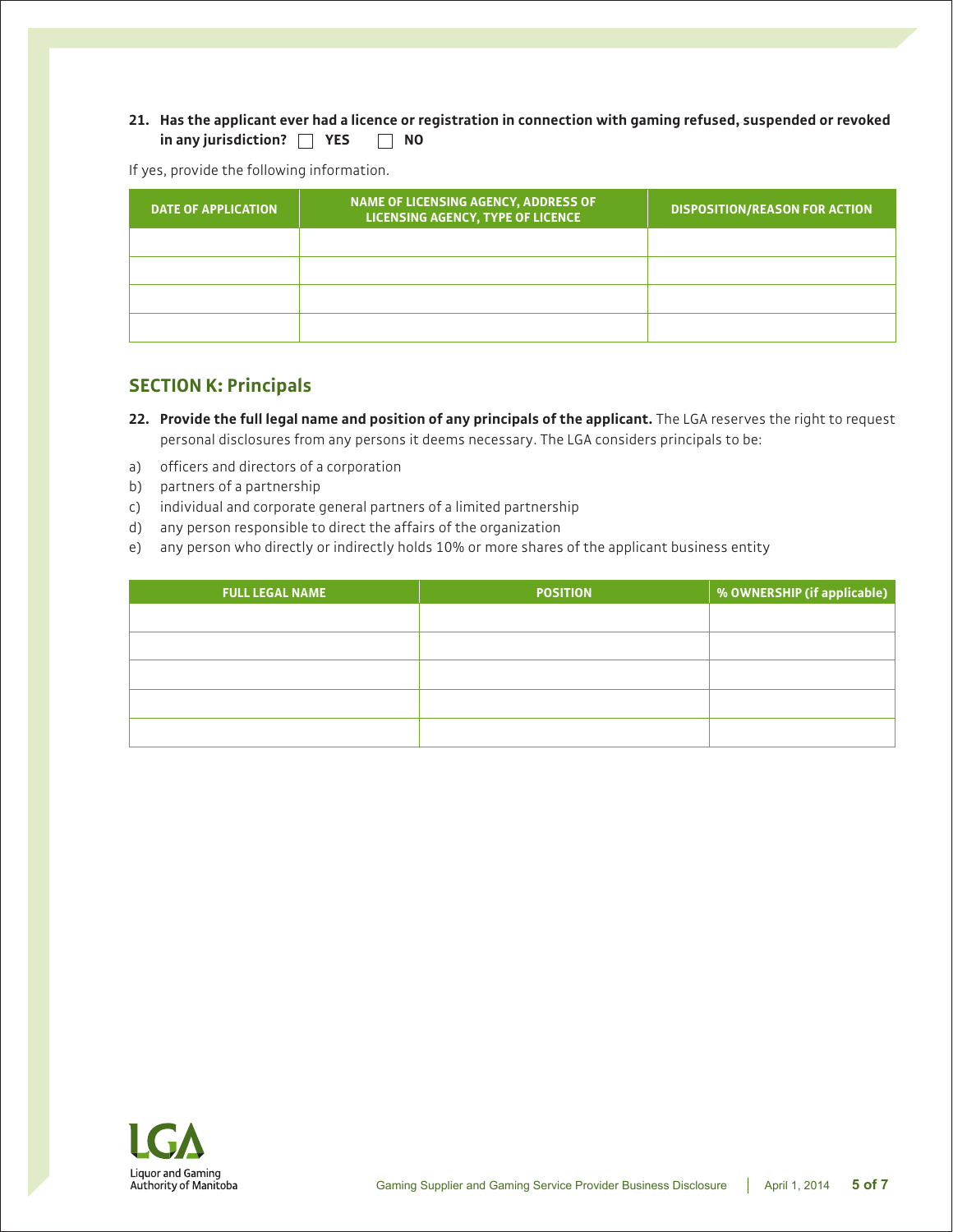**21. Has the applicant ever had a licence or registration in connection with gaming refused, suspended or revoked in any jurisdiction?** ☐ **YES** ☐ **NO**

If yes, provide the following information.

| DATE OF APPLICATION | NAME OF LICENSING AGENCY, ADDRESS OF LICENSING AGENCY, TYPE OF LICENCE | DISPOSITION/REASON FOR ACTION |
|---|---|---|
| | | |
| | | |
| | | |
| | | |

## SECTION K: Principals

**22. Provide the full legal name and position of any principals of the applicant.** The LGA reserves the right to request personal disclosures from any persons it deems necessary. The LGA considers principals to be:

a) officers and directors of a corporation
b) partners of a partnership
c) individual and corporate general partners of a limited partnership
d) any person responsible to direct the affairs of the organization
e) any person who directly or indirectly holds 10% or more shares of the applicant business entity

| FULL LEGAL NAME | POSITION | % OWNERSHIP (if applicable) |
|---|---|---|
| | | |
| | | |
| | | |
| | | |
| | | |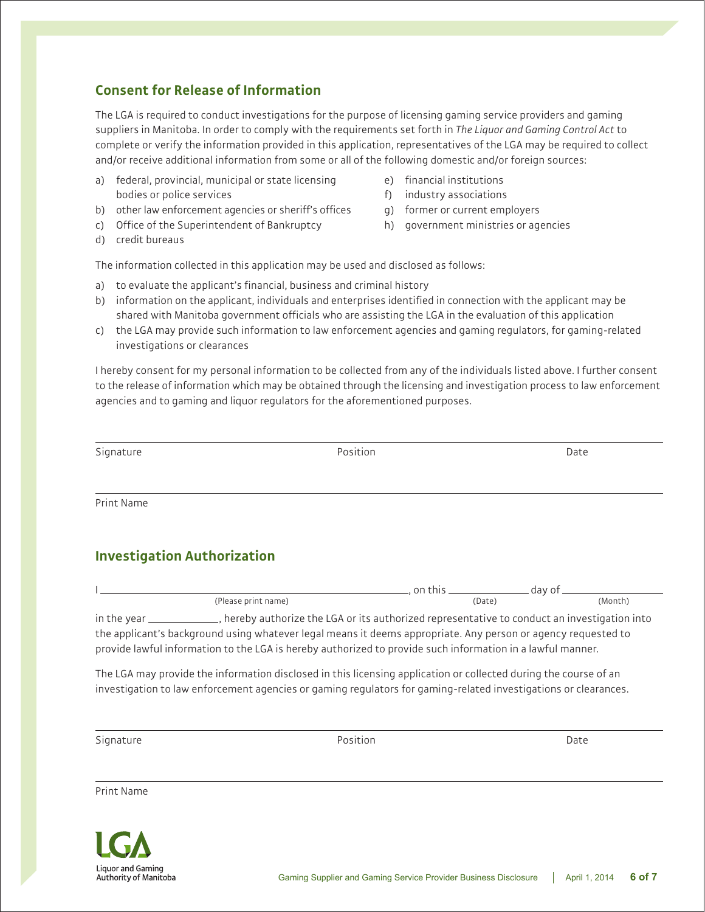## Consent for Release of Information

The LGA is required to conduct investigations for the purpose of licensing gaming service providers and gaming suppliers in Manitoba. In order to comply with the requirements set forth in *The Liquor and Gaming Control Act* to complete or verify the information provided in this application, representatives of the LGA may be required to collect and/or receive additional information from some or all of the following domestic and/or foreign sources:

a) federal, provincial, municipal or state licensing bodies or police services
b) other law enforcement agencies or sheriff's offices
c) Office of the Superintendent of Bankruptcy
d) credit bureaus
e) financial institutions
f) industry associations
g) former or current employers
h) government ministries or agencies

The information collected in this application may be used and disclosed as follows:

a) to evaluate the applicant's financial, business and criminal history
b) information on the applicant, individuals and enterprises identified in connection with the applicant may be shared with Manitoba government officials who are assisting the LGA in the evaluation of this application
c) the LGA may provide such information to law enforcement agencies and gaming regulators, for gaming-related investigations or clearances

I hereby consent for my personal information to be collected from any of the individuals listed above. I further consent to the release of information which may be obtained through the licensing and investigation process to law enforcement agencies and to gaming and liquor regulators for the aforementioned purposes.

Signature ______________________ Position ______________________ Date ______________________

Print Name ______________________

## Investigation Authorization

I ______________________ (Please print name), on this ________ (Date) day of ________ (Month)

in the year ________, hereby authorize the LGA or its authorized representative to conduct an investigation into the applicant's background using whatever legal means it deems appropriate. Any person or agency requested to provide lawful information to the LGA is hereby authorized to provide such information in a lawful manner.

The LGA may provide the information disclosed in this licensing application or collected during the course of an investigation to law enforcement agencies or gaming regulators for gaming-related investigations or clearances.

Signature ______________________ Position ______________________ Date ______________________

Print Name ______________________

LGA
Liquor and Gaming Authority of Manitoba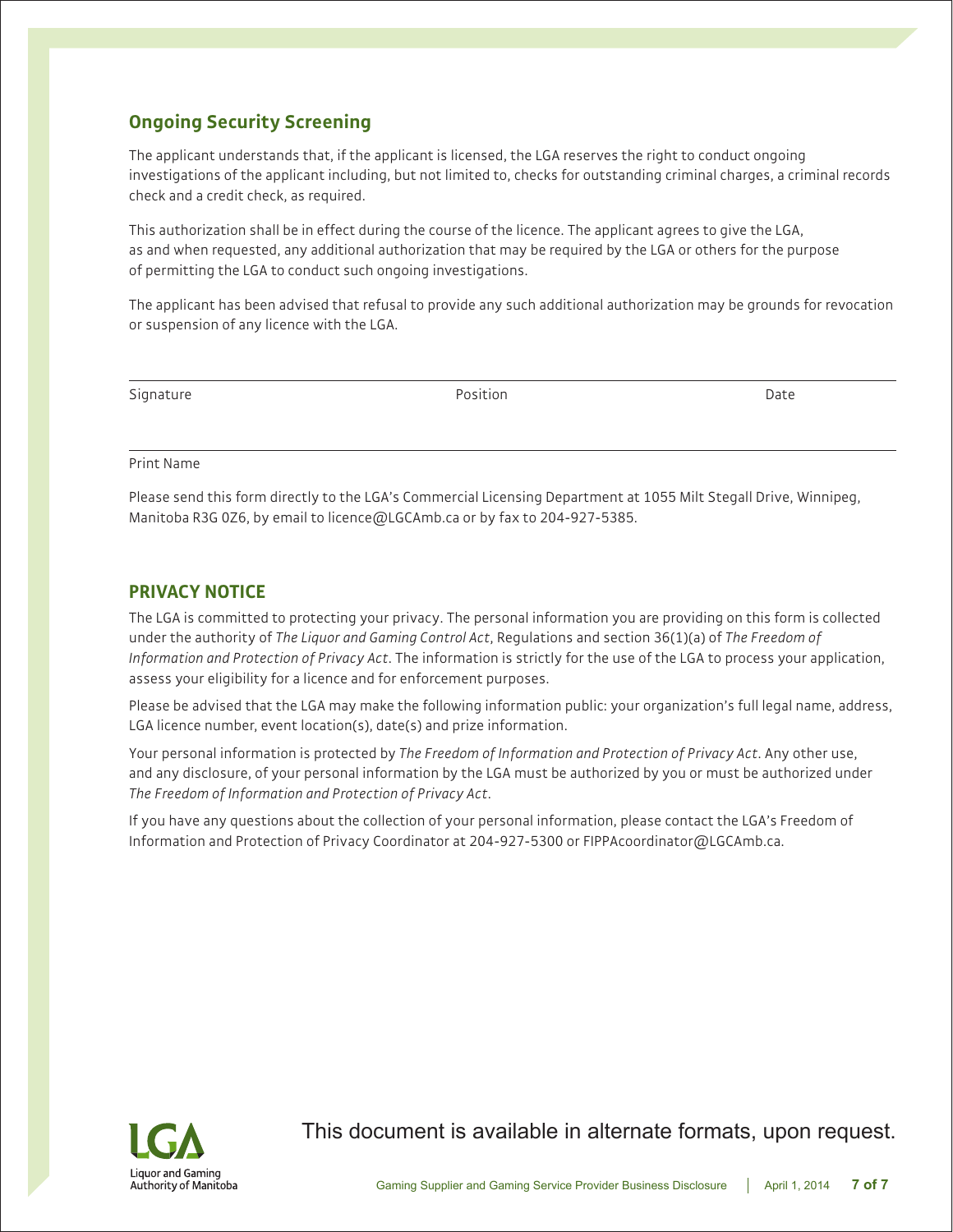## Ongoing Security Screening

The applicant understands that, if the applicant is licensed, the LGA reserves the right to conduct ongoing investigations of the applicant including, but not limited to, checks for outstanding criminal charges, a criminal records check and a credit check, as required.

This authorization shall be in effect during the course of the licence. The applicant agrees to give the LGA, as and when requested, any additional authorization that may be required by the LGA or others for the purpose of permitting the LGA to conduct such ongoing investigations.

The applicant has been advised that refusal to provide any such additional authorization may be grounds for revocation or suspension of any licence with the LGA.

Signature                Position                Date

Print Name

Please send this form directly to the LGA's Commercial Licensing Department at 1055 Milt Stegall Drive, Winnipeg, Manitoba R3G 0Z6, by email to licence@LGCAmb.ca or by fax to 204-927-5385.

## PRIVACY NOTICE

The LGA is committed to protecting your privacy. The personal information you are providing on this form is collected under the authority of *The Liquor and Gaming Control Act*, Regulations and section 36(1)(a) of *The Freedom of Information and Protection of Privacy Act*. The information is strictly for the use of the LGA to process your application, assess your eligibility for a licence and for enforcement purposes.

Please be advised that the LGA may make the following information public: your organization's full legal name, address, LGA licence number, event location(s), date(s) and prize information.

Your personal information is protected by *The Freedom of Information and Protection of Privacy Act*. Any other use, and any disclosure, of your personal information by the LGA must be authorized by you or must be authorized under *The Freedom of Information and Protection of Privacy Act*.

If you have any questions about the collection of your personal information, please contact the LGA's Freedom of Information and Protection of Privacy Coordinator at 204-927-5300 or FIPPAcoordinator@LGCAmb.ca.

LGA
Liquor and Gaming Authority of Manitoba

This document is available in alternate formats, upon request.